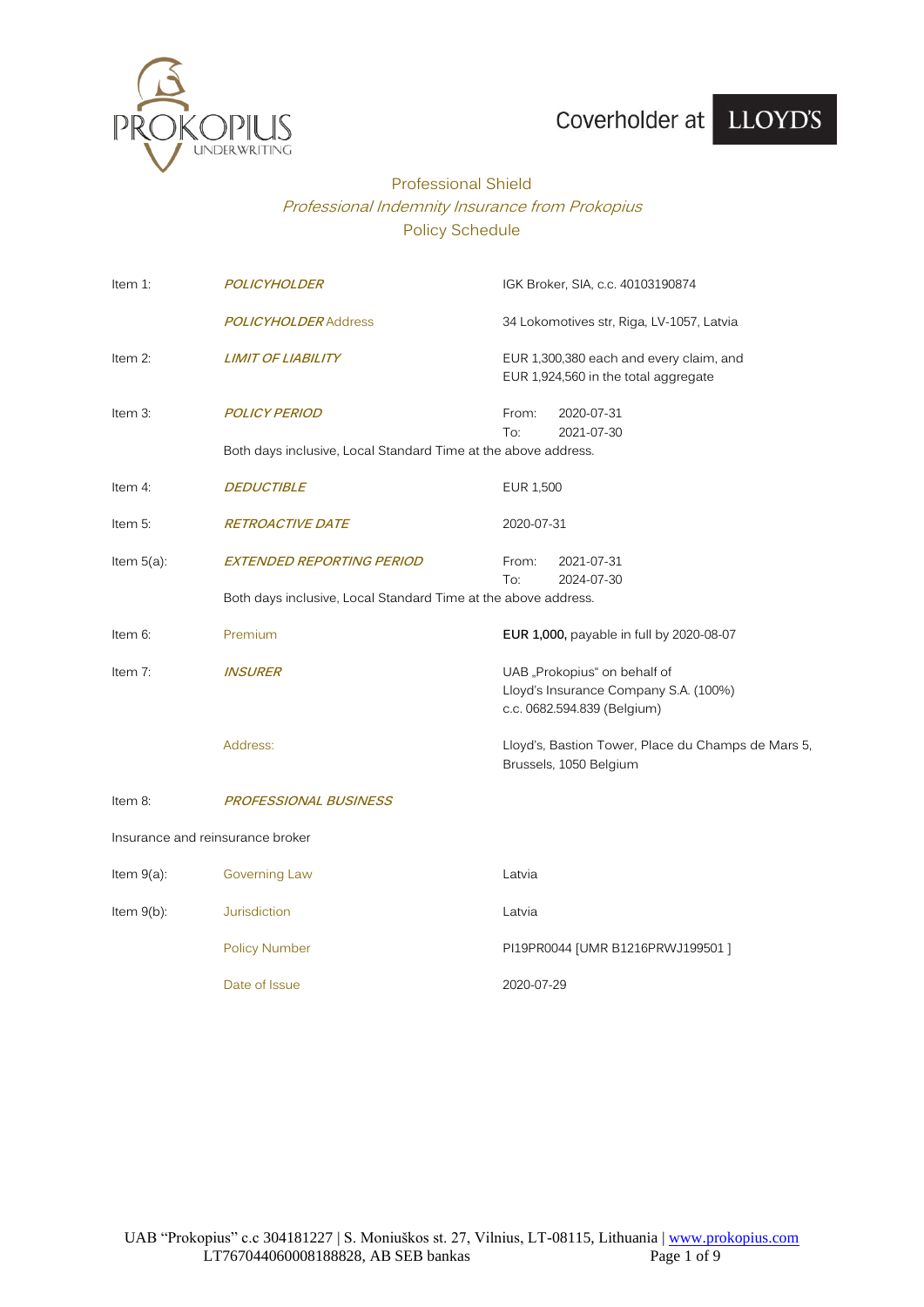PROKOPIUS UNDERWRITING

Coverholder at LLOYD'S

# Professional Shield

## *Professional Indemnity Insurance from Prokopius*

## Policy Schedule

| | | |
|---|---|---|
| Item 1: | ***POLICYHOLDER*** | IGK Broker, SIA, c.c. 40103190874 |
| | ***POLICYHOLDER*** Address | 34 Lokomotives str, Riga, LV-1057, Latvia |
| Item 2: | ***LIMIT OF LIABILITY*** | EUR 1,300,380 each and every claim, and EUR 1,924,560 in the total aggregate |
| Item 3: | ***POLICY PERIOD*** | From: 2020-07-31<br>To: 2021-07-30 |
| | Both days inclusive, Local Standard Time at the above address. | |
| Item 4: | ***DEDUCTIBLE*** | EUR 1,500 |
| Item 5: | ***RETROACTIVE DATE*** | 2020-07-31 |
| Item 5(a): | ***EXTENDED REPORTING PERIOD*** | From: 2021-07-31<br>To: 2024-07-30 |
| | Both days inclusive, Local Standard Time at the above address. | |
| Item 6: | Premium | **EUR 1,000,** payable in full by 2020-08-07 |
| Item 7: | ***INSURER*** | UAB „Prokopius" on behalf of Lloyd's Insurance Company S.A. (100%) c.c. 0682.594.839 (Belgium) |
| | Address: | Lloyd's, Bastion Tower, Place du Champs de Mars 5, Brussels, 1050 Belgium |
| Item 8: | ***PROFESSIONAL BUSINESS*** | |

Insurance and reinsurance broker

| | | |
|---|---|---|
| Item 9(a): | Governing Law | Latvia |
| Item 9(b): | Jurisdiction | Latvia |
| | Policy Number | PI19PR0044 [UMR B1216PRWJ199501 ] |
| | Date of Issue | 2020-07-29 |

UAB "Prokopius" c.c 304181227 | S. Moniuškos st. 27, Vilnius, LT-08115, Lithuania | www.prokopius.com
LT767044060008188828, AB SEB bankas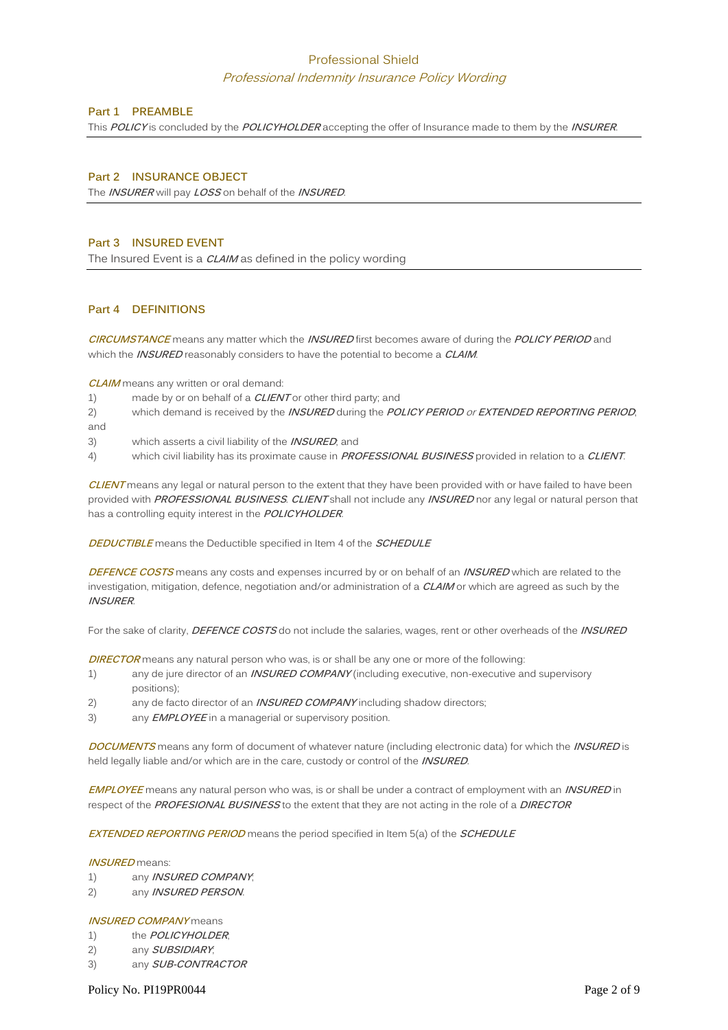# Professional Shield

*Professional Indemnity Insurance Policy Wording*

## Part 1 PREAMBLE

This ***POLICY*** is concluded by the ***POLICYHOLDER*** accepting the offer of Insurance made to them by the ***INSURER***.

## Part 2 INSURANCE OBJECT

The ***INSURER*** will pay ***LOSS*** on behalf of the ***INSURED***.

## Part 3 INSURED EVENT

The Insured Event is a ***CLAIM*** as defined in the policy wording

## Part 4 DEFINITIONS

***CIRCUMSTANCE*** means any matter which the ***INSURED*** first becomes aware of during the ***POLICY PERIOD*** and which the ***INSURED*** reasonably considers to have the potential to become a ***CLAIM***.

***CLAIM*** means any written or oral demand:

1) made by or on behalf of a ***CLIENT*** or other third party; and
2) which demand is received by the ***INSURED*** during the ***POLICY PERIOD*** *or* ***EXTENDED REPORTING PERIOD***; and
3) which asserts a civil liability of the ***INSURED***; and
4) which civil liability has its proximate cause in ***PROFESSIONAL BUSINESS*** provided in relation to a ***CLIENT***.

***CLIENT*** means any legal or natural person to the extent that they have been provided with or have failed to have been provided with ***PROFESSIONAL BUSINESS***. ***CLIENT*** shall not include any ***INSURED*** nor any legal or natural person that has a controlling equity interest in the ***POLICYHOLDER***.

***DEDUCTIBLE*** means the Deductible specified in Item 4 of the ***SCHEDULE***

***DEFENCE COSTS*** means any costs and expenses incurred by or on behalf of an ***INSURED*** which are related to the investigation, mitigation, defence, negotiation and/or administration of a ***CLAIM*** or which are agreed as such by the ***INSURER***.

For the sake of clarity, ***DEFENCE COSTS*** do not include the salaries, wages, rent or other overheads of the ***INSURED***

***DIRECTOR*** means any natural person who was, is or shall be any one or more of the following:

1) any de jure director of an ***INSURED COMPANY*** (including executive, non-executive and supervisory positions);
2) any de facto director of an ***INSURED COMPANY*** including shadow directors;
3) any ***EMPLOYEE*** in a managerial or supervisory position.

***DOCUMENTS*** means any form of document of whatever nature (including electronic data) for which the ***INSURED*** is held legally liable and/or which are in the care, custody or control of the ***INSURED***.

***EMPLOYEE*** means any natural person who was, is or shall be under a contract of employment with an ***INSURED*** in respect of the ***PROFESIONAL BUSINESS*** to the extent that they are not acting in the role of a ***DIRECTOR***

***EXTENDED REPORTING PERIOD*** means the period specified in Item 5(a) of the ***SCHEDULE***

***INSURED*** means:

1) any ***INSURED COMPANY***;
2) any ***INSURED PERSON***.

***INSURED COMPANY*** means

1) the ***POLICYHOLDER***;
2) any ***SUBSIDIARY***;
3) any ***SUB-CONTRACTOR***

Policy No. PI19PR0044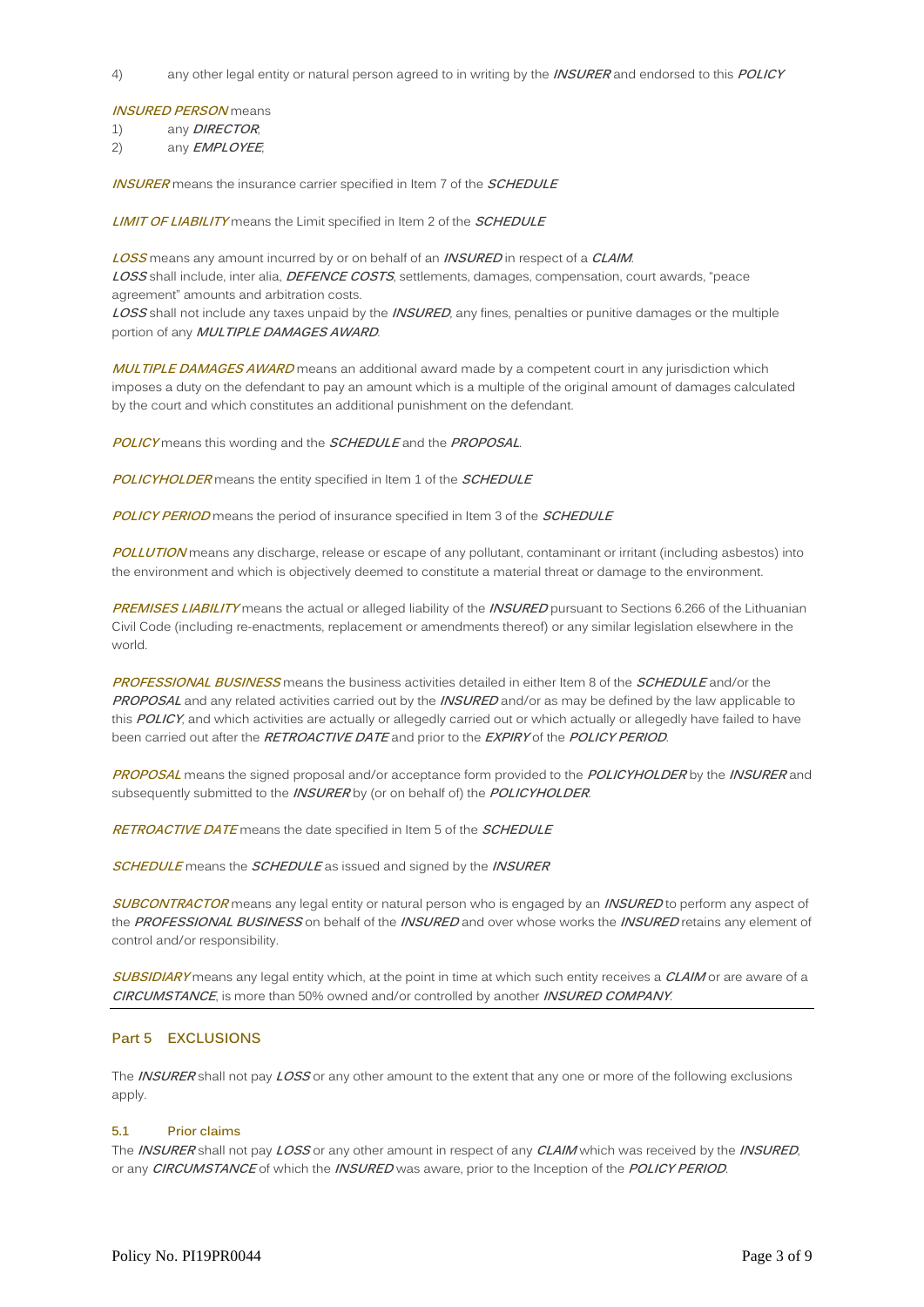4) any other legal entity or natural person agreed to in writing by the ***INSURER*** and endorsed to this ***POLICY***

***INSURED PERSON*** means

1) any ***DIRECTOR***;
2) any ***EMPLOYEE***;

***INSURER*** means the insurance carrier specified in Item 7 of the ***SCHEDULE***

***LIMIT OF LIABILITY*** means the Limit specified in Item 2 of the ***SCHEDULE***

***LOSS*** means any amount incurred by or on behalf of an ***INSURED*** in respect of a ***CLAIM***.
***LOSS*** shall include, inter alia, ***DEFENCE COSTS***, settlements, damages, compensation, court awards, "peace agreement" amounts and arbitration costs.
***LOSS*** shall not include any taxes unpaid by the ***INSURED***, any fines, penalties or punitive damages or the multiple portion of any ***MULTIPLE DAMAGES AWARD***.

***MULTIPLE DAMAGES AWARD*** means an additional award made by a competent court in any jurisdiction which imposes a duty on the defendant to pay an amount which is a multiple of the original amount of damages calculated by the court and which constitutes an additional punishment on the defendant.

***POLICY*** means this wording and the ***SCHEDULE*** and the ***PROPOSAL***.

***POLICYHOLDER*** means the entity specified in Item 1 of the ***SCHEDULE***

***POLICY PERIOD*** means the period of insurance specified in Item 3 of the ***SCHEDULE***

***POLLUTION*** means any discharge, release or escape of any pollutant, contaminant or irritant (including asbestos) into the environment and which is objectively deemed to constitute a material threat or damage to the environment.

***PREMISES LIABILITY*** means the actual or alleged liability of the ***INSURED*** pursuant to Sections 6.266 of the Lithuanian Civil Code (including re-enactments, replacement or amendments thereof) or any similar legislation elsewhere in the world.

***PROFESSIONAL BUSINESS*** means the business activities detailed in either Item 8 of the ***SCHEDULE*** and/or the ***PROPOSAL*** and any related activities carried out by the ***INSURED*** and/or as may be defined by the law applicable to this ***POLICY***, and which activities are actually or allegedly carried out or which actually or allegedly have failed to have been carried out after the ***RETROACTIVE DATE*** and prior to the ***EXPIRY*** of the ***POLICY PERIOD***.

***PROPOSAL*** means the signed proposal and/or acceptance form provided to the ***POLICYHOLDER*** by the ***INSURER*** and subsequently submitted to the ***INSURER*** by (or on behalf of) the ***POLICYHOLDER***.

***RETROACTIVE DATE*** means the date specified in Item 5 of the ***SCHEDULE***

***SCHEDULE*** means the ***SCHEDULE*** as issued and signed by the ***INSURER***

***SUBCONTRACTOR*** means any legal entity or natural person who is engaged by an ***INSURED*** to perform any aspect of the ***PROFESSIONAL BUSINESS*** on behalf of the ***INSURED*** and over whose works the ***INSURED*** retains any element of control and/or responsibility.

***SUBSIDIARY*** means any legal entity which, at the point in time at which such entity receives a ***CLAIM*** or are aware of a ***CIRCUMSTANCE***, is more than 50% owned and/or controlled by another ***INSURED COMPANY***.

## Part 5 EXCLUSIONS

The ***INSURER*** shall not pay ***LOSS*** or any other amount to the extent that any one or more of the following exclusions apply.

### 5.1 Prior claims

The ***INSURER*** shall not pay ***LOSS*** or any other amount in respect of any ***CLAIM*** which was received by the ***INSURED***, or any ***CIRCUMSTANCE*** of which the ***INSURED*** was aware, prior to the Inception of the ***POLICY PERIOD***.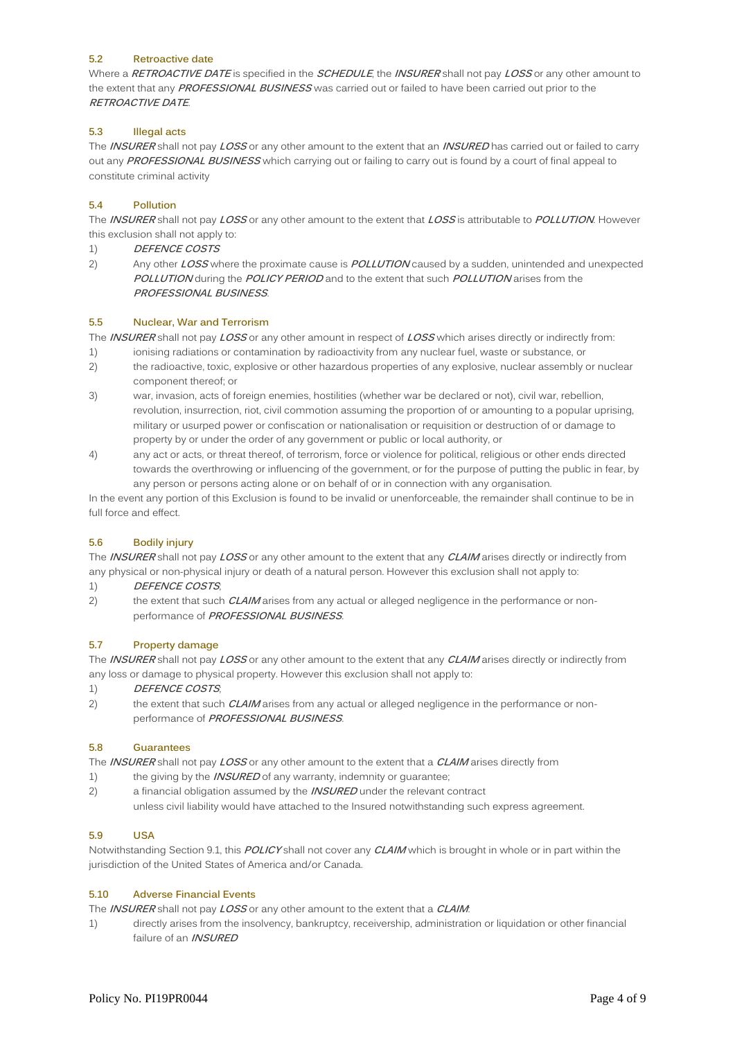### 5.2 Retroactive date

Where a ***RETROACTIVE DATE*** is specified in the ***SCHEDULE***, the ***INSURER*** shall not pay ***LOSS*** or any other amount to the extent that any ***PROFESSIONAL BUSINESS*** was carried out or failed to have been carried out prior to the ***RETROACTIVE DATE***.

### 5.3 Illegal acts

The ***INSURER*** shall not pay ***LOSS*** or any other amount to the extent that an ***INSURED*** has carried out or failed to carry out any ***PROFESSIONAL BUSINESS*** which carrying out or failing to carry out is found by a court of final appeal to constitute criminal activity

### 5.4 Pollution

The ***INSURER*** shall not pay ***LOSS*** or any other amount to the extent that ***LOSS*** is attributable to ***POLLUTION***. However this exclusion shall not apply to:

1) ***DEFENCE COSTS***
2) Any other ***LOSS*** where the proximate cause is ***POLLUTION*** caused by a sudden, unintended and unexpected ***POLLUTION*** during the ***POLICY PERIOD*** and to the extent that such ***POLLUTION*** arises from the ***PROFESSIONAL BUSINESS***.

### 5.5 Nuclear, War and Terrorism

The ***INSURER*** shall not pay ***LOSS*** or any other amount in respect of ***LOSS*** which arises directly or indirectly from:

1) ionising radiations or contamination by radioactivity from any nuclear fuel, waste or substance, or
2) the radioactive, toxic, explosive or other hazardous properties of any explosive, nuclear assembly or nuclear component thereof; or
3) war, invasion, acts of foreign enemies, hostilities (whether war be declared or not), civil war, rebellion, revolution, insurrection, riot, civil commotion assuming the proportion of or amounting to a popular uprising, military or usurped power or confiscation or nationalisation or requisition or destruction of or damage to property by or under the order of any government or public or local authority, or
4) any act or acts, or threat thereof, of terrorism, force or violence for political, religious or other ends directed towards the overthrowing or influencing of the government, or for the purpose of putting the public in fear, by any person or persons acting alone or on behalf of or in connection with any organisation.

In the event any portion of this Exclusion is found to be invalid or unenforceable, the remainder shall continue to be in full force and effect.

### 5.6 Bodily injury

The ***INSURER*** shall not pay ***LOSS*** or any other amount to the extent that any ***CLAIM*** arises directly or indirectly from any physical or non-physical injury or death of a natural person. However this exclusion shall not apply to:

1) ***DEFENCE COSTS***;
2) the extent that such ***CLAIM*** arises from any actual or alleged negligence in the performance or non-performance of ***PROFESSIONAL BUSINESS***.

### 5.7 Property damage

The ***INSURER*** shall not pay ***LOSS*** or any other amount to the extent that any ***CLAIM*** arises directly or indirectly from any loss or damage to physical property. However this exclusion shall not apply to:

1) ***DEFENCE COSTS***;
2) the extent that such ***CLAIM*** arises from any actual or alleged negligence in the performance or non-performance of ***PROFESSIONAL BUSINESS***.

### 5.8 Guarantees

The ***INSURER*** shall not pay ***LOSS*** or any other amount to the extent that a ***CLAIM*** arises directly from

1) the giving by the ***INSURED*** of any warranty, indemnity or guarantee;
2) a financial obligation assumed by the ***INSURED*** under the relevant contract

unless civil liability would have attached to the Insured notwithstanding such express agreement.

### 5.9 USA

Notwithstanding Section 9.1, this ***POLICY*** shall not cover any ***CLAIM*** which is brought in whole or in part within the jurisdiction of the United States of America and/or Canada.

### 5.10 Adverse Financial Events

The ***INSURER*** shall not pay ***LOSS*** or any other amount to the extent that a ***CLAIM***:

1) directly arises from the insolvency, bankruptcy, receivership, administration or liquidation or other financial failure of an ***INSURED***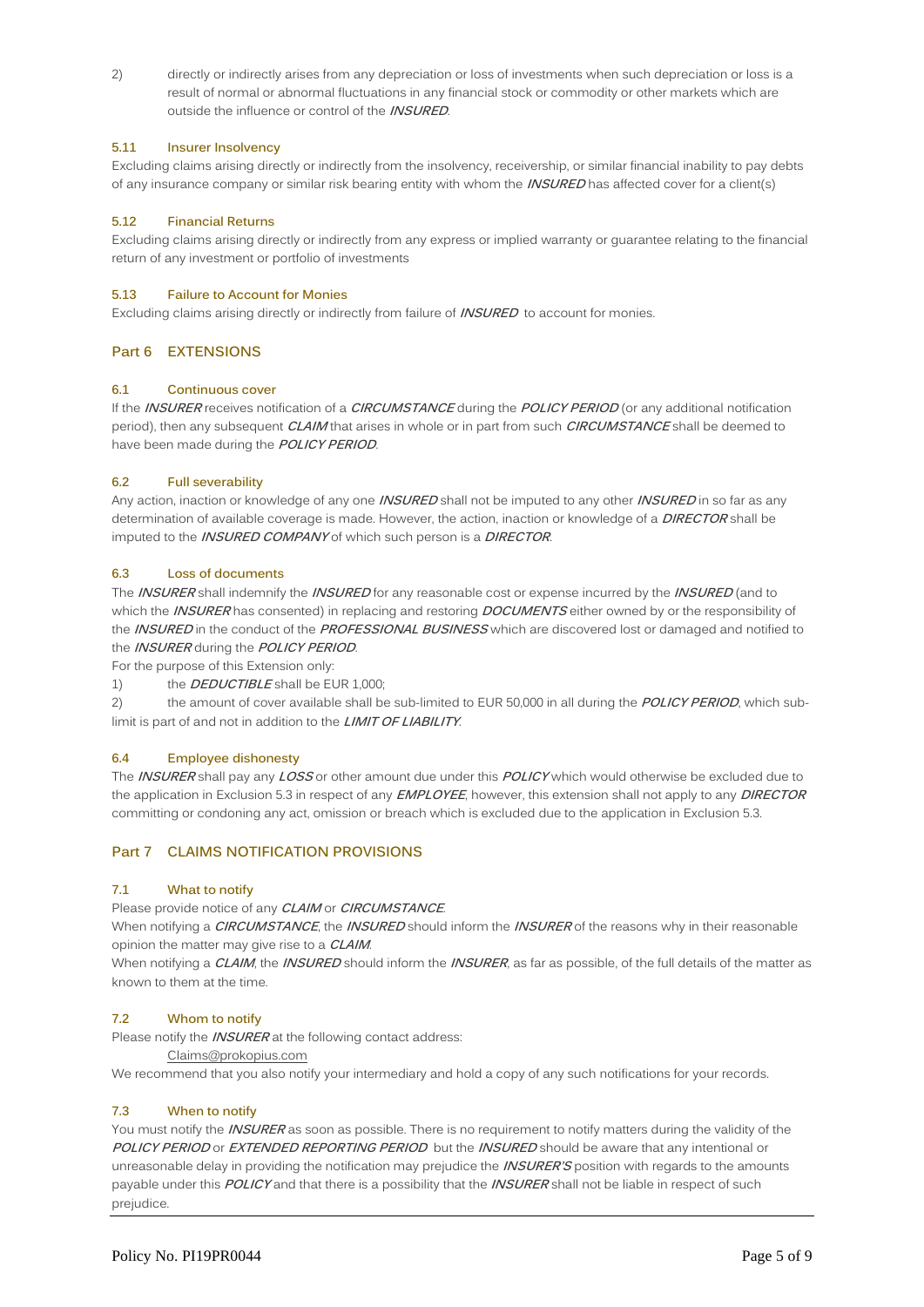2) directly or indirectly arises from any depreciation or loss of investments when such depreciation or loss is a result of normal or abnormal fluctuations in any financial stock or commodity or other markets which are outside the influence or control of the ***INSURED***.

### 5.11 Insurer Insolvency

Excluding claims arising directly or indirectly from the insolvency, receivership, or similar financial inability to pay debts of any insurance company or similar risk bearing entity with whom the ***INSURED*** has affected cover for a client(s)

### 5.12 Financial Returns

Excluding claims arising directly or indirectly from any express or implied warranty or guarantee relating to the financial return of any investment or portfolio of investments

### 5.13 Failure to Account for Monies

Excluding claims arising directly or indirectly from failure of ***INSURED*** to account for monies.

## Part 6 EXTENSIONS

### 6.1 Continuous cover

If the ***INSURER*** receives notification of a ***CIRCUMSTANCE*** during the ***POLICY PERIOD*** (or any additional notification period), then any subsequent ***CLAIM*** that arises in whole or in part from such ***CIRCUMSTANCE*** shall be deemed to have been made during the ***POLICY PERIOD***.

### 6.2 Full severability

Any action, inaction or knowledge of any one ***INSURED*** shall not be imputed to any other ***INSURED*** in so far as any determination of available coverage is made. However, the action, inaction or knowledge of a ***DIRECTOR*** shall be imputed to the ***INSURED COMPANY*** of which such person is a ***DIRECTOR***.

### 6.3 Loss of documents

The ***INSURER*** shall indemnify the ***INSURED*** for any reasonable cost or expense incurred by the ***INSURED*** (and to which the ***INSURER*** has consented) in replacing and restoring ***DOCUMENTS*** either owned by or the responsibility of the ***INSURED*** in the conduct of the ***PROFESSIONAL BUSINESS*** which are discovered lost or damaged and notified to the ***INSURER*** during the ***POLICY PERIOD***.

For the purpose of this Extension only:

1) the ***DEDUCTIBLE*** shall be EUR 1,000;

2) the amount of cover available shall be sub-limited to EUR 50,000 in all during the ***POLICY PERIOD***, which sub-limit is part of and not in addition to the ***LIMIT OF LIABILITY***.

### 6.4 Employee dishonesty

The ***INSURER*** shall pay any ***LOSS*** or other amount due under this ***POLICY*** which would otherwise be excluded due to the application in Exclusion 5.3 in respect of any ***EMPLOYEE***, however, this extension shall not apply to any ***DIRECTOR*** committing or condoning any act, omission or breach which is excluded due to the application in Exclusion 5.3.

## Part 7 CLAIMS NOTIFICATION PROVISIONS

### 7.1 What to notify

Please provide notice of any ***CLAIM*** or ***CIRCUMSTANCE***.

When notifying a ***CIRCUMSTANCE***, the ***INSURED*** should inform the ***INSURER*** of the reasons why in their reasonable opinion the matter may give rise to a ***CLAIM***.

When notifying a ***CLAIM***, the ***INSURED*** should inform the ***INSURER***, as far as possible, of the full details of the matter as known to them at the time.

### 7.2 Whom to notify

Please notify the ***INSURER*** at the following contact address:

Claims@prokopius.com

We recommend that you also notify your intermediary and hold a copy of any such notifications for your records.

### 7.3 When to notify

You must notify the ***INSURER*** as soon as possible. There is no requirement to notify matters during the validity of the ***POLICY PERIOD*** or ***EXTENDED REPORTING PERIOD*** but the ***INSURED*** should be aware that any intentional or unreasonable delay in providing the notification may prejudice the ***INSURER'S*** position with regards to the amounts payable under this ***POLICY*** and that there is a possibility that the ***INSURER*** shall not be liable in respect of such prejudice.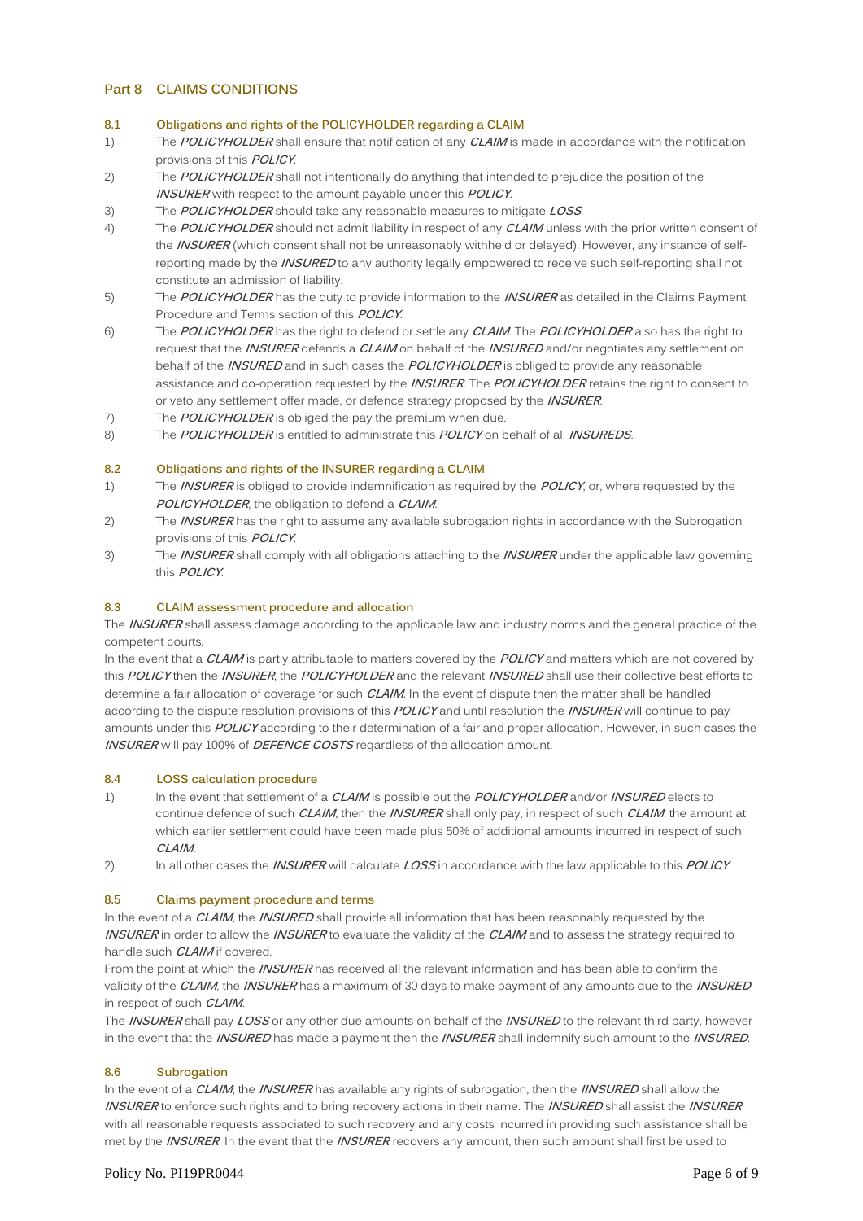## Part 8 CLAIMS CONDITIONS

### 8.1 Obligations and rights of the POLICYHOLDER regarding a CLAIM

1) The ***POLICYHOLDER*** shall ensure that notification of any ***CLAIM*** is made in accordance with the notification provisions of this ***POLICY***.
2) The ***POLICYHOLDER*** shall not intentionally do anything that intended to prejudice the position of the ***INSURER*** with respect to the amount payable under this ***POLICY***.
3) The ***POLICYHOLDER*** should take any reasonable measures to mitigate ***LOSS***.
4) The ***POLICYHOLDER*** should not admit liability in respect of any ***CLAIM*** unless with the prior written consent of the ***INSURER*** (which consent shall not be unreasonably withheld or delayed). However, any instance of self-reporting made by the ***INSURED*** to any authority legally empowered to receive such self-reporting shall not constitute an admission of liability.
5) The ***POLICYHOLDER*** has the duty to provide information to the ***INSURER*** as detailed in the Claims Payment Procedure and Terms section of this ***POLICY***.
6) The ***POLICYHOLDER*** has the right to defend or settle any ***CLAIM***. The ***POLICYHOLDER*** also has the right to request that the ***INSURER*** defends a ***CLAIM*** on behalf of the ***INSURED*** and/or negotiates any settlement on behalf of the ***INSURED*** and in such cases the ***POLICYHOLDER*** is obliged to provide any reasonable assistance and co-operation requested by the ***INSURER***. The ***POLICYHOLDER*** retains the right to consent to or veto any settlement offer made, or defence strategy proposed by the ***INSURER***.
7) The ***POLICYHOLDER*** is obliged the pay the premium when due.
8) The ***POLICYHOLDER*** is entitled to administrate this ***POLICY*** on behalf of all ***INSUREDS***.

### 8.2 Obligations and rights of the INSURER regarding a CLAIM

1) The ***INSURER*** is obliged to provide indemnification as required by the ***POLICY***, or, where requested by the ***POLICYHOLDER***, the obligation to defend a ***CLAIM***.
2) The ***INSURER*** has the right to assume any available subrogation rights in accordance with the Subrogation provisions of this ***POLICY***.
3) The ***INSURER*** shall comply with all obligations attaching to the ***INSURER*** under the applicable law governing this ***POLICY***.

### 8.3 CLAIM assessment procedure and allocation

The ***INSURER*** shall assess damage according to the applicable law and industry norms and the general practice of the competent courts.

In the event that a ***CLAIM*** is partly attributable to matters covered by the ***POLICY*** and matters which are not covered by this ***POLICY*** then the ***INSURER***, the ***POLICYHOLDER*** and the relevant ***INSURED*** shall use their collective best efforts to determine a fair allocation of coverage for such ***CLAIM***. In the event of dispute then the matter shall be handled according to the dispute resolution provisions of this ***POLICY*** and until resolution the ***INSURER*** will continue to pay amounts under this ***POLICY*** according to their determination of a fair and proper allocation. However, in such cases the ***INSURER*** will pay 100% of ***DEFENCE COSTS*** regardless of the allocation amount.

### 8.4 LOSS calculation procedure

1) In the event that settlement of a ***CLAIM*** is possible but the ***POLICYHOLDER*** and/or ***INSURED*** elects to continue defence of such ***CLAIM***, then the ***INSURER*** shall only pay, in respect of such ***CLAIM***, the amount at which earlier settlement could have been made plus 50% of additional amounts incurred in respect of such ***CLAIM***.
2) In all other cases the ***INSURER*** will calculate ***LOSS*** in accordance with the law applicable to this ***POLICY***.

### 8.5 Claims payment procedure and terms

In the event of a ***CLAIM***, the ***INSURED*** shall provide all information that has been reasonably requested by the ***INSURER*** in order to allow the ***INSURER*** to evaluate the validity of the ***CLAIM*** and to assess the strategy required to handle such ***CLAIM*** if covered.

From the point at which the ***INSURER*** has received all the relevant information and has been able to confirm the validity of the ***CLAIM***, the ***INSURER*** has a maximum of 30 days to make payment of any amounts due to the ***INSURED*** in respect of such ***CLAIM***.

The ***INSURER*** shall pay ***LOSS*** or any other due amounts on behalf of the ***INSURED*** to the relevant third party, however in the event that the ***INSURED*** has made a payment then the ***INSURER*** shall indemnify such amount to the ***INSURED***.

### 8.6 Subrogation

In the event of a ***CLAIM***, the ***INSURER*** has available any rights of subrogation, then the ***IINSURED*** shall allow the ***INSURER*** to enforce such rights and to bring recovery actions in their name. The ***INSURED*** shall assist the ***INSURER*** with all reasonable requests associated to such recovery and any costs incurred in providing such assistance shall be met by the ***INSURER***. In the event that the ***INSURER*** recovers any amount, then such amount shall first be used to

Policy No. PI19PR0044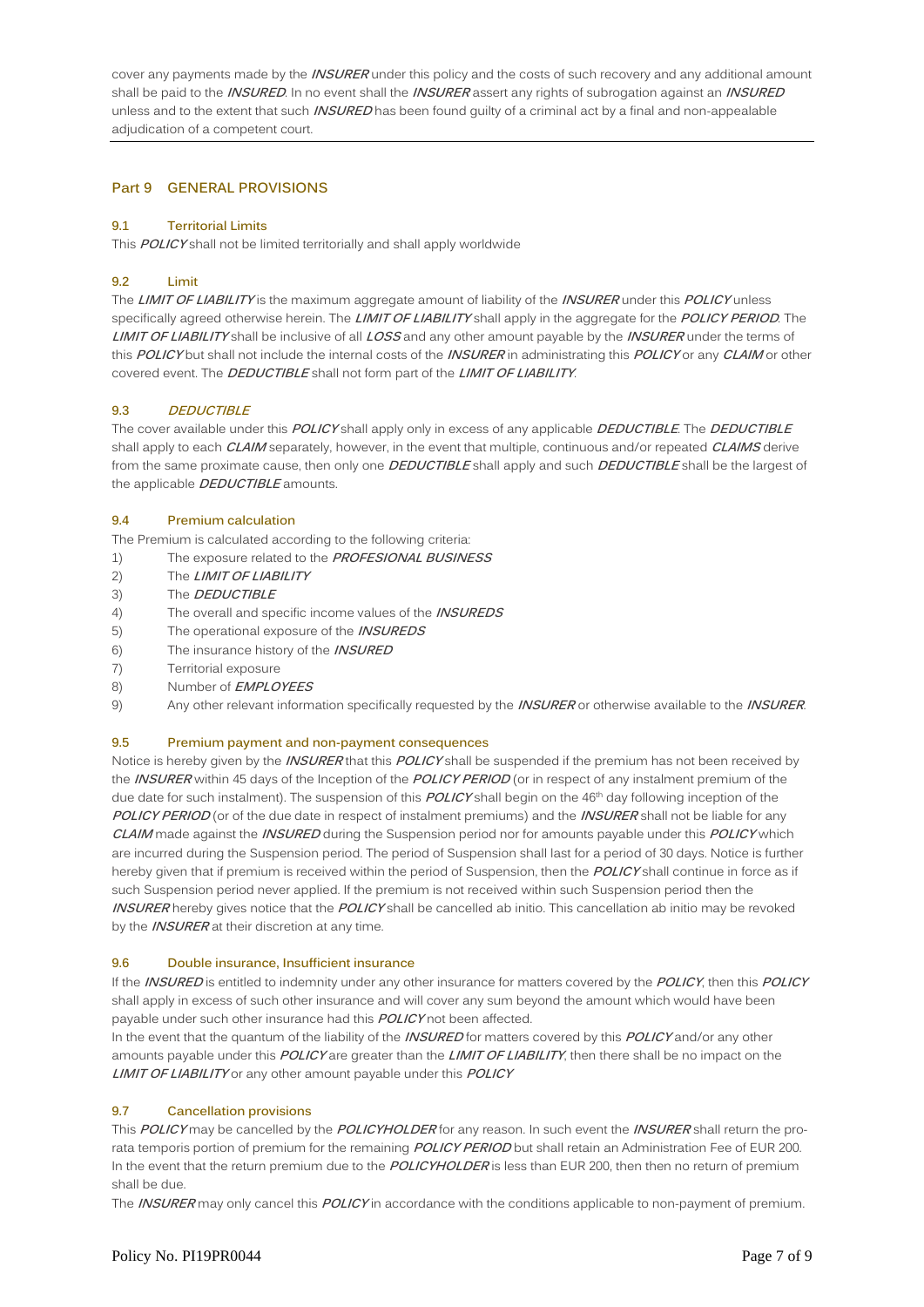cover any payments made by the ***INSURER*** under this policy and the costs of such recovery and any additional amount shall be paid to the ***INSURED***. In no event shall the ***INSURER*** assert any rights of subrogation against an ***INSURED*** unless and to the extent that such ***INSURED*** has been found guilty of a criminal act by a final and non-appealable adjudication of a competent court.

## Part 9 GENERAL PROVISIONS

### 9.1 Territorial Limits

This ***POLICY*** shall not be limited territorially and shall apply worldwide

### 9.2 Limit

The ***LIMIT OF LIABILITY*** is the maximum aggregate amount of liability of the ***INSURER*** under this ***POLICY*** unless specifically agreed otherwise herein. The ***LIMIT OF LIABILITY*** shall apply in the aggregate for the ***POLICY PERIOD***. The ***LIMIT OF LIABILITY*** shall be inclusive of all ***LOSS*** and any other amount payable by the ***INSURER*** under the terms of this ***POLICY*** but shall not include the internal costs of the ***INSURER*** in administrating this ***POLICY*** or any ***CLAIM*** or other covered event. The ***DEDUCTIBLE*** shall not form part of the ***LIMIT OF LIABILITY***.

### 9.3 *DEDUCTIBLE*

The cover available under this ***POLICY*** shall apply only in excess of any applicable ***DEDUCTIBLE***. The ***DEDUCTIBLE*** shall apply to each ***CLAIM*** separately, however, in the event that multiple, continuous and/or repeated ***CLAIMS*** derive from the same proximate cause, then only one ***DEDUCTIBLE*** shall apply and such ***DEDUCTIBLE*** shall be the largest of the applicable ***DEDUCTIBLE*** amounts.

### 9.4 Premium calculation

The Premium is calculated according to the following criteria:

1) The exposure related to the ***PROFESIONAL BUSINESS***
2) The ***LIMIT OF LIABILITY***
3) The ***DEDUCTIBLE***
4) The overall and specific income values of the ***INSUREDS***
5) The operational exposure of the ***INSUREDS***
6) The insurance history of the ***INSURED***
7) Territorial exposure
8) Number of ***EMPLOYEES***
9) Any other relevant information specifically requested by the ***INSURER*** or otherwise available to the ***INSURER***.

### 9.5 Premium payment and non-payment consequences

Notice is hereby given by the ***INSURER*** that this ***POLICY*** shall be suspended if the premium has not been received by the ***INSURER*** within 45 days of the Inception of the ***POLICY PERIOD*** (or in respect of any instalment premium of the due date for such instalment). The suspension of this ***POLICY*** shall begin on the 46th day following inception of the ***POLICY PERIOD*** (or of the due date in respect of instalment premiums) and the ***INSURER*** shall not be liable for any ***CLAIM*** made against the ***INSURED*** during the Suspension period nor for amounts payable under this ***POLICY*** which are incurred during the Suspension period. The period of Suspension shall last for a period of 30 days. Notice is further hereby given that if premium is received within the period of Suspension, then the ***POLICY*** shall continue in force as if such Suspension period never applied. If the premium is not received within such Suspension period then the ***INSURER*** hereby gives notice that the ***POLICY*** shall be cancelled ab initio. This cancellation ab initio may be revoked by the ***INSURER*** at their discretion at any time.

### 9.6 Double insurance, Insufficient insurance

If the ***INSURED*** is entitled to indemnity under any other insurance for matters covered by the ***POLICY***, then this ***POLICY*** shall apply in excess of such other insurance and will cover any sum beyond the amount which would have been payable under such other insurance had this ***POLICY*** not been affected.

In the event that the quantum of the liability of the ***INSURED*** for matters covered by this ***POLICY*** and/or any other amounts payable under this ***POLICY*** are greater than the ***LIMIT OF LIABILITY***, then there shall be no impact on the ***LIMIT OF LIABILITY*** or any other amount payable under this ***POLICY***

### 9.7 Cancellation provisions

This ***POLICY*** may be cancelled by the ***POLICYHOLDER*** for any reason. In such event the ***INSURER*** shall return the pro-rata temporis portion of premium for the remaining ***POLICY PERIOD*** but shall retain an Administration Fee of EUR 200. In the event that the return premium due to the ***POLICYHOLDER*** is less than EUR 200, then then no return of premium shall be due.

The ***INSURER*** may only cancel this ***POLICY*** in accordance with the conditions applicable to non-payment of premium.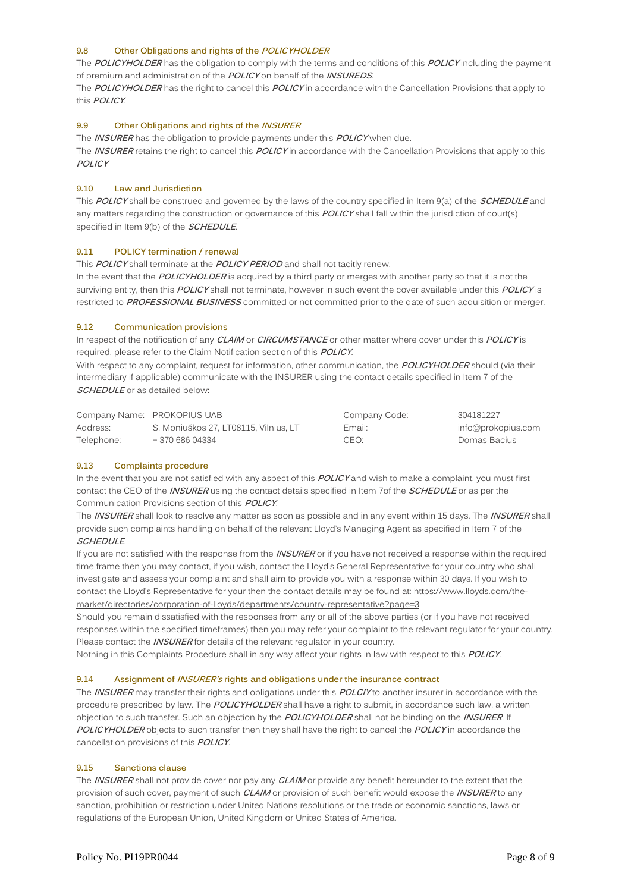### 9.8 Other Obligations and rights of the *POLICYHOLDER*

The ***POLICYHOLDER*** has the obligation to comply with the terms and conditions of this ***POLICY*** including the payment of premium and administration of the ***POLICY*** on behalf of the ***INSUREDS***.

The ***POLICYHOLDER*** has the right to cancel this ***POLICY*** in accordance with the Cancellation Provisions that apply to this ***POLICY***.

### 9.9 Other Obligations and rights of the *INSURER*

The ***INSURER*** has the obligation to provide payments under this ***POLICY*** when due.

The ***INSURER*** retains the right to cancel this ***POLICY*** in accordance with the Cancellation Provisions that apply to this ***POLICY***

### 9.10 Law and Jurisdiction

This ***POLICY*** shall be construed and governed by the laws of the country specified in Item 9(a) of the ***SCHEDULE*** and any matters regarding the construction or governance of this ***POLICY*** shall fall within the jurisdiction of court(s) specified in Item 9(b) of the ***SCHEDULE***.

### 9.11 POLICY termination / renewal

This ***POLICY*** shall terminate at the ***POLICY PERIOD*** and shall not tacitly renew.

In the event that the ***POLICYHOLDER*** is acquired by a third party or merges with another party so that it is not the surviving entity, then this ***POLICY*** shall not terminate, however in such event the cover available under this ***POLICY*** is restricted to ***PROFESSIONAL BUSINESS*** committed or not committed prior to the date of such acquisition or merger.

### 9.12 Communication provisions

In respect of the notification of any ***CLAIM*** or ***CIRCUMSTANCE*** or other matter where cover under this ***POLICY*** is required, please refer to the Claim Notification section of this ***POLICY***.

With respect to any complaint, request for information, other communication, the ***POLICYHOLDER*** should (via their intermediary if applicable) communicate with the INSURER using the contact details specified in Item 7 of the ***SCHEDULE*** or as detailed below:

| | | | |
|---|---|---|---|
| Company Name: | PROKOPIUS UAB | Company Code: | 304181227 |
| Address: | S. Moniuškos 27, LT08115, Vilnius, LT | Email: | info@prokopius.com |
| Telephone: | + 370 686 04334 | CEO: | Domas Bacius |

### 9.13 Complaints procedure

In the event that you are not satisfied with any aspect of this ***POLICY*** and wish to make a complaint, you must first contact the CEO of the ***INSURER*** using the contact details specified in Item 7of the ***SCHEDULE*** or as per the Communication Provisions section of this ***POLICY***.

The ***INSURER*** shall look to resolve any matter as soon as possible and in any event within 15 days. The ***INSURER*** shall provide such complaints handling on behalf of the relevant Lloyd's Managing Agent as specified in Item 7 of the ***SCHEDULE***.

If you are not satisfied with the response from the ***INSURER*** or if you have not received a response within the required time frame then you may contact, if you wish, contact the Lloyd's General Representative for your country who shall investigate and assess your complaint and shall aim to provide you with a response within 30 days. If you wish to contact the Lloyd's Representative for your then the contact details may be found at: https://www.lloyds.com/the-market/directories/corporation-of-lloyds/departments/country-representative?page=3

Should you remain dissatisfied with the responses from any or all of the above parties (or if you have not received responses within the specified timeframes) then you may refer your complaint to the relevant regulator for your country. Please contact the ***INSURER*** for details of the relevant regulator in your country.

Nothing in this Complaints Procedure shall in any way affect your rights in law with respect to this ***POLICY***.

### 9.14 Assignment of *INSURER's* rights and obligations under the insurance contract

The ***INSURER*** may transfer their rights and obligations under this ***POLCIY*** to another insurer in accordance with the procedure prescribed by law. The ***POLICYHOLDER*** shall have a right to submit, in accordance such law, a written objection to such transfer. Such an objection by the ***POLICYHOLDER*** shall not be binding on the ***INSURER***. If ***POLICYHOLDER*** objects to such transfer then they shall have the right to cancel the ***POLICY*** in accordance the cancellation provisions of this ***POLICY***.

### 9.15 Sanctions clause

The ***INSURER*** shall not provide cover nor pay any ***CLAIM*** or provide any benefit hereunder to the extent that the provision of such cover, payment of such ***CLAIM*** or provision of such benefit would expose the ***INSURER*** to any sanction, prohibition or restriction under United Nations resolutions or the trade or economic sanctions, laws or regulations of the European Union, United Kingdom or United States of America.

Policy No. PI19PR0044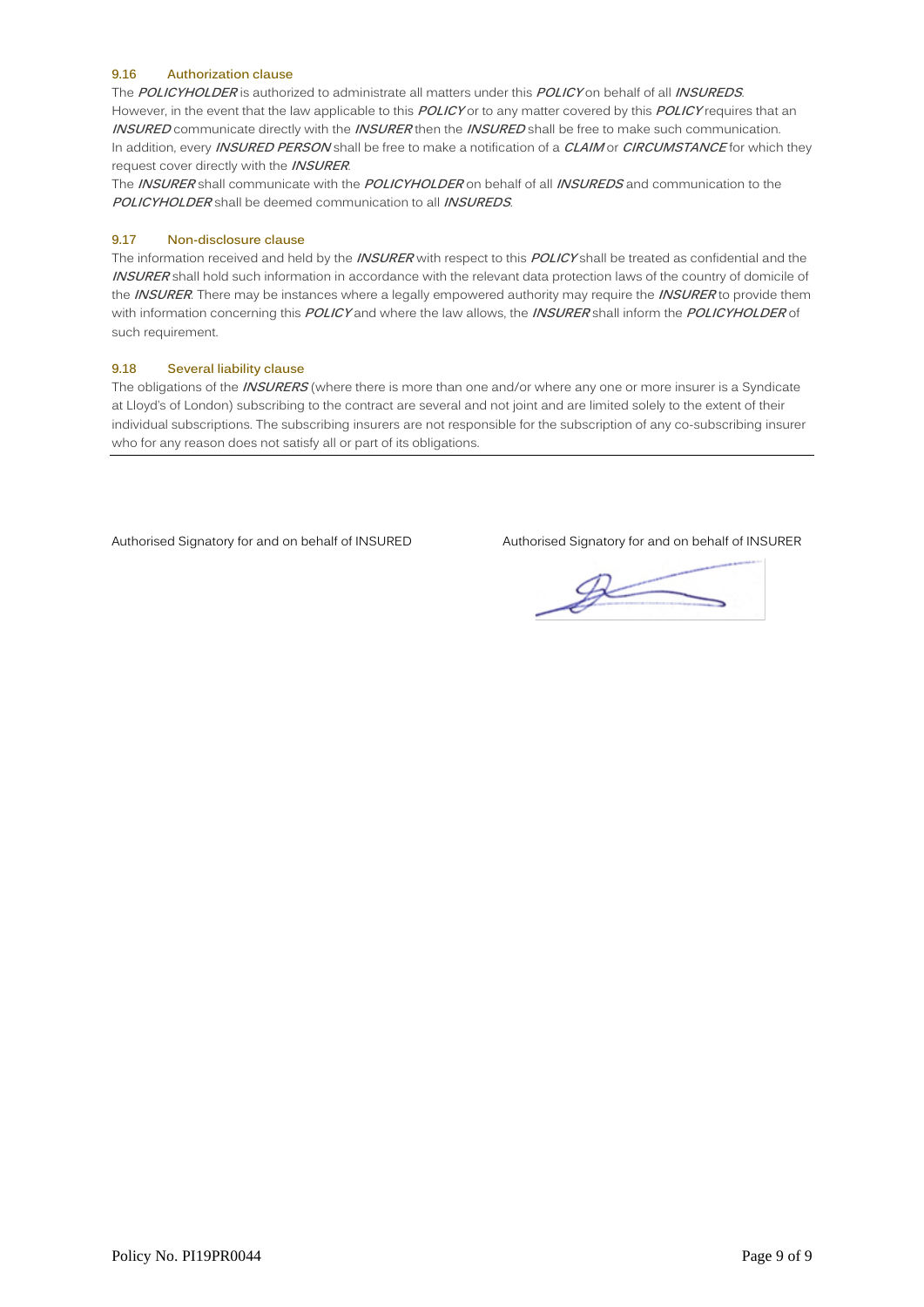### 9.16 Authorization clause

The ***POLICYHOLDER*** is authorized to administrate all matters under this ***POLICY*** on behalf of all ***INSUREDS***. However, in the event that the law applicable to this ***POLICY*** or to any matter covered by this ***POLICY*** requires that an ***INSURED*** communicate directly with the ***INSURER*** then the ***INSURED*** shall be free to make such communication. In addition, every ***INSURED PERSON*** shall be free to make a notification of a ***CLAIM*** or ***CIRCUMSTANCE*** for which they request cover directly with the ***INSURER***.

The ***INSURER*** shall communicate with the ***POLICYHOLDER*** on behalf of all ***INSUREDS*** and communication to the ***POLICYHOLDER*** shall be deemed communication to all ***INSUREDS***.

### 9.17 Non-disclosure clause

The information received and held by the ***INSURER*** with respect to this ***POLICY*** shall be treated as confidential and the ***INSURER*** shall hold such information in accordance with the relevant data protection laws of the country of domicile of the ***INSURER***. There may be instances where a legally empowered authority may require the ***INSURER*** to provide them with information concerning this ***POLICY*** and where the law allows, the ***INSURER*** shall inform the ***POLICYHOLDER*** of such requirement.

### 9.18 Several liability clause

The obligations of the ***INSURERS*** (where there is more than one and/or where any one or more insurer is a Syndicate at Lloyd's of London) subscribing to the contract are several and not joint and are limited solely to the extent of their individual subscriptions. The subscribing insurers are not responsible for the subscription of any co-subscribing insurer who for any reason does not satisfy all or part of its obligations.

Authorised Signatory for and on behalf of INSURED

Authorised Signatory for and on behalf of INSURER

Policy No. PI19PR0044